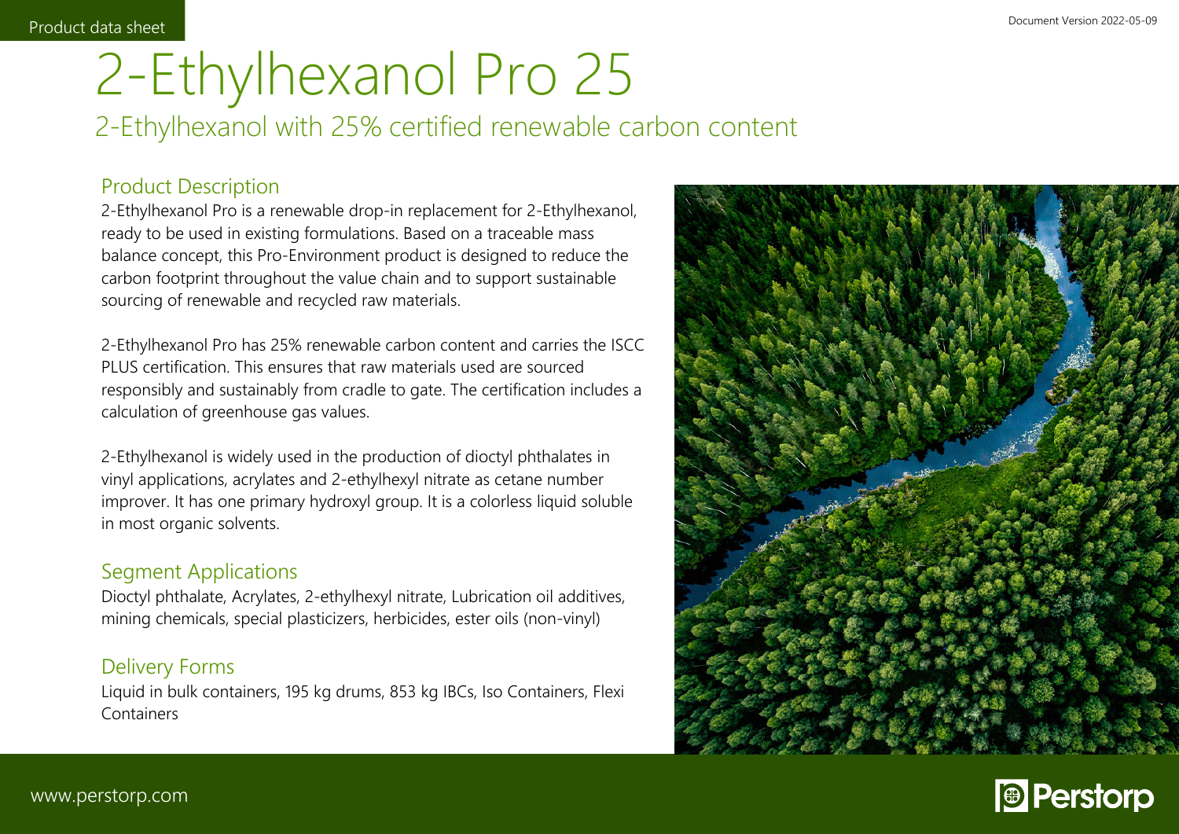Product data sheet

Document Version 2022-05-09

# 2-Ethylhexanol Pro 25

## 2-Ethylhexanol with 25% certified renewable carbon content

### Product Description

2-Ethylhexanol Pro is a renewable drop-in replacement for 2-Ethylhexanol, ready to be used in existing formulations. Based on a traceable mass balance concept, this Pro-Environment product is designed to reduce the carbon footprint throughout the value chain and to support sustainable sourcing of renewable and recycled raw materials.

2-Ethylhexanol Pro has 25% renewable carbon content and carries the ISCC PLUS certification. This ensures that raw materials used are sourced responsibly and sustainably from cradle to gate. The certification includes a calculation of greenhouse gas values.

2-Ethylhexanol is widely used in the production of dioctyl phthalates in vinyl applications, acrylates and 2-ethylhexyl nitrate as cetane number improver. It has one primary hydroxyl group. It is a colorless liquid soluble in most organic solvents.

### Segment Applications

Dioctyl phthalate, Acrylates, 2-ethylhexyl nitrate, Lubrication oil additives, mining chemicals, special plasticizers, herbicides, ester oils (non-vinyl)

### Delivery Forms

Liquid in bulk containers, 195 kg drums, 853 kg IBCs, Iso Containers, Flexi Containers

www.perstorp.com

Perstorp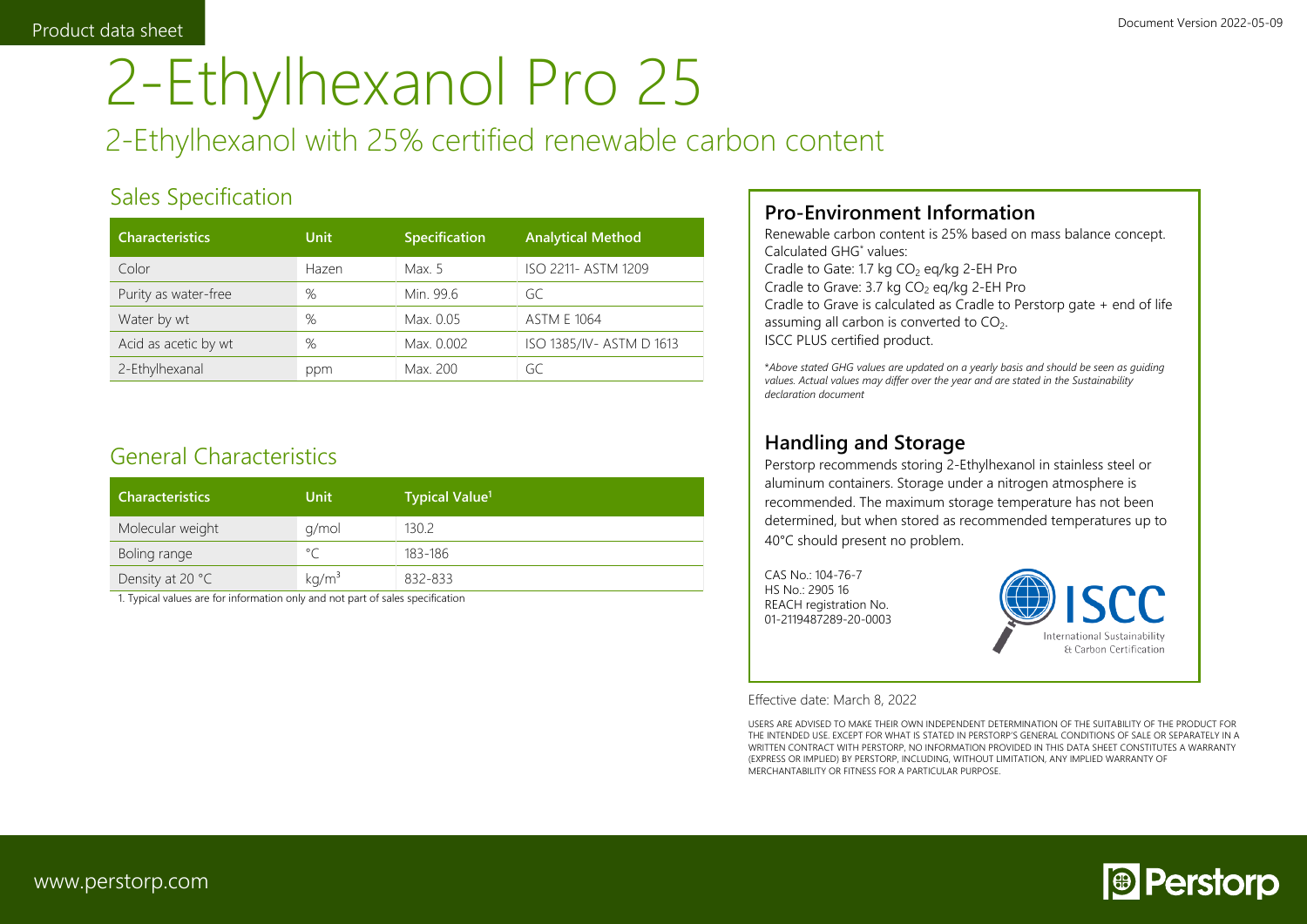Product data sheet

Document Version 2022-05-09

# 2-Ethylhexanol Pro 25

## 2-Ethylhexanol with 25% certified renewable carbon content

### Sales Specification

| Characteristics | Unit | Specification | Analytical Method |
|---|---|---|---|
| Color | Hazen | Max. 5 | ISO 2211- ASTM 1209 |
| Purity as water-free | % | Min. 99.6 | GC |
| Water by wt | % | Max. 0.05 | ASTM E 1064 |
| Acid as acetic by wt | % | Max. 0.002 | ISO 1385/IV- ASTM D 1613 |
| 2-Ethylhexanal | ppm | Max. 200 | GC |

### General Characteristics

| Characteristics | Unit | Typical Value[1] |
|---|---|---|
| Molecular weight | g/mol | 130.2 |
| Boling range | °C | 183-186 |
| Density at 20 °C | $kg/m^3$ | 832-833 |

1. Typical values are for information only and not part of sales specification

### Pro-Environment Information

Renewable carbon content is 25% based on mass balance concept.
Calculated GHG* values:
Cradle to Gate: 1.7 kg $CO_2$ eq/kg 2-EH Pro
Cradle to Grave: 3.7 kg $CO_2$ eq/kg 2-EH Pro
Cradle to Grave is calculated as Cradle to Perstorp gate + end of life assuming all carbon is converted to $CO_2$.
ISCC PLUS certified product.

*Above stated GHG values are updated on a yearly basis and should be seen as guiding values. Actual values may differ over the year and are stated in the Sustainability declaration document*

### Handling and Storage

Perstorp recommends storing 2-Ethylhexanol in stainless steel or aluminum containers. Storage under a nitrogen atmosphere is recommended. The maximum storage temperature has not been determined, but when stored as recommended temperatures up to 40°C should present no problem.

CAS No.: 104-76-7
HS No.: 2905 16
REACH registration No.
01-2119487289-20-0003

ISCC
International Sustainability & Carbon Certification

Effective date: March 8, 2022

USERS ARE ADVISED TO MAKE THEIR OWN INDEPENDENT DETERMINATION OF THE SUITABILITY OF THE PRODUCT FOR THE INTENDED USE. EXCEPT FOR WHAT IS STATED IN PERSTORP'S GENERAL CONDITIONS OF SALE OR SEPARATELY IN A WRITTEN CONTRACT WITH PERSTORP, NO INFORMATION PROVIDED IN THIS DATA SHEET CONSTITUTES A WARRANTY (EXPRESS OR IMPLIED) BY PERSTORP, INCLUDING, WITHOUT LIMITATION, ANY IMPLIED WARRANTY OF MERCHANTABILITY OR FITNESS FOR A PARTICULAR PURPOSE.

www.perstorp.com

Perstorp